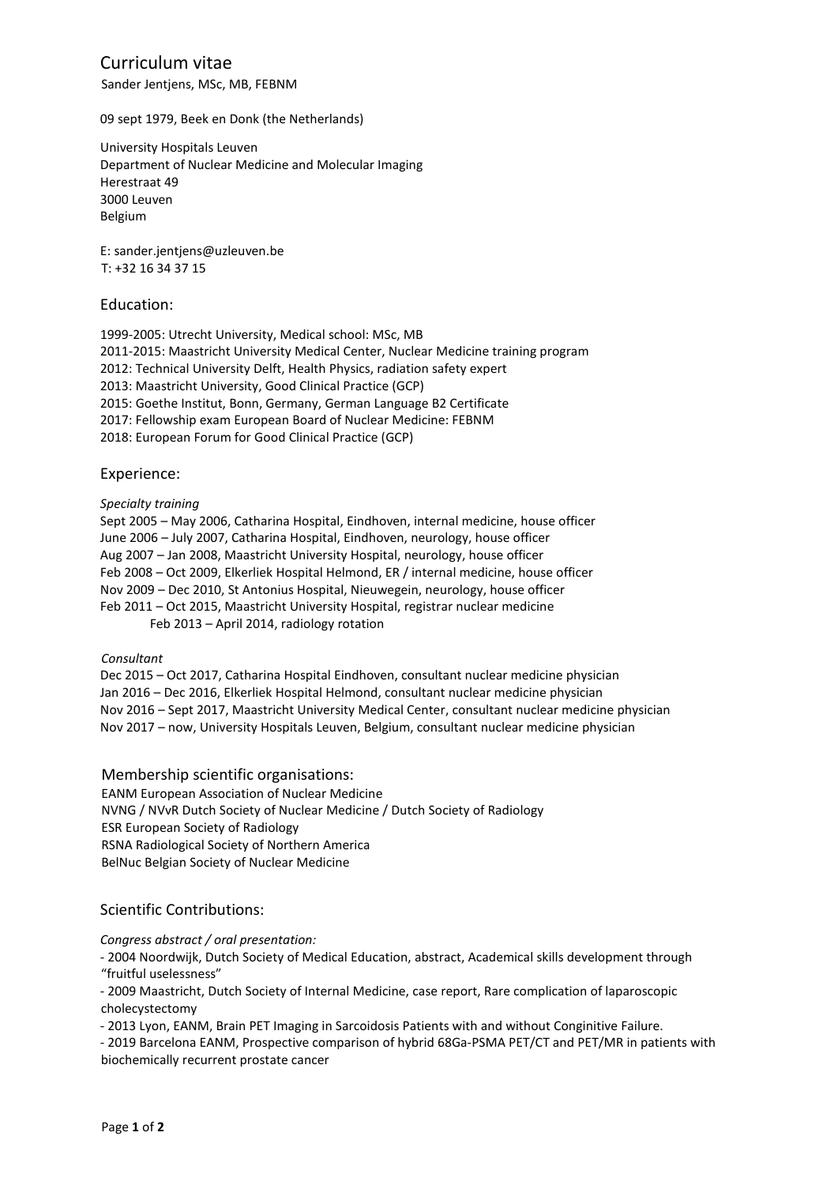# Curriculum vitae

Sander Jentjens, MSc, MB, FEBNM

09 sept 1979, Beek en Donk (the Netherlands)

University Hospitals Leuven
Department of Nuclear Medicine and Molecular Imaging
Herestraat 49
3000 Leuven
Belgium

E: sander.jentjens@uzleuven.be
T: +32 16 34 37 15

## Education:

1999-2005: Utrecht University, Medical school: MSc, MB
2011-2015: Maastricht University Medical Center, Nuclear Medicine training program
2012: Technical University Delft, Health Physics, radiation safety expert
2013: Maastricht University, Good Clinical Practice (GCP)
2015: Goethe Institut, Bonn, Germany, German Language B2 Certificate
2017: Fellowship exam European Board of Nuclear Medicine: FEBNM
2018: European Forum for Good Clinical Practice (GCP)

## Experience:

*Specialty training*

Sept 2005 – May 2006, Catharina Hospital, Eindhoven, internal medicine, house officer
June 2006 – July 2007, Catharina Hospital, Eindhoven, neurology, house officer
Aug 2007 – Jan 2008, Maastricht University Hospital, neurology, house officer
Feb 2008 – Oct 2009, Elkerliek Hospital Helmond, ER / internal medicine, house officer
Nov 2009 – Dec 2010, St Antonius Hospital, Nieuwegein, neurology, house officer
Feb 2011 – Oct 2015, Maastricht University Hospital, registrar nuclear medicine
    Feb 2013 – April 2014, radiology rotation

*Consultant*

Dec 2015 – Oct 2017, Catharina Hospital Eindhoven, consultant nuclear medicine physician
Jan 2016 – Dec 2016, Elkerliek Hospital Helmond, consultant nuclear medicine physician
Nov 2016 – Sept 2017, Maastricht University Medical Center, consultant nuclear medicine physician
Nov 2017 – now, University Hospitals Leuven, Belgium, consultant nuclear medicine physician

## Membership scientific organisations:

EANM European Association of Nuclear Medicine
NVNG / NVvR Dutch Society of Nuclear Medicine / Dutch Society of Radiology
ESR European Society of Radiology
RSNA Radiological Society of Northern America
BelNuc Belgian Society of Nuclear Medicine

## Scientific Contributions:

*Congress abstract / oral presentation:*

- 2004 Noordwijk, Dutch Society of Medical Education, abstract, Academical skills development through "fruitful uselessness"
- 2009 Maastricht, Dutch Society of Internal Medicine, case report, Rare complication of laparoscopic cholecystectomy
- 2013 Lyon, EANM, Brain PET Imaging in Sarcoidosis Patients with and without Conginitive Failure.
- 2019 Barcelona EANM, Prospective comparison of hybrid 68Ga-PSMA PET/CT and PET/MR in patients with biochemically recurrent prostate cancer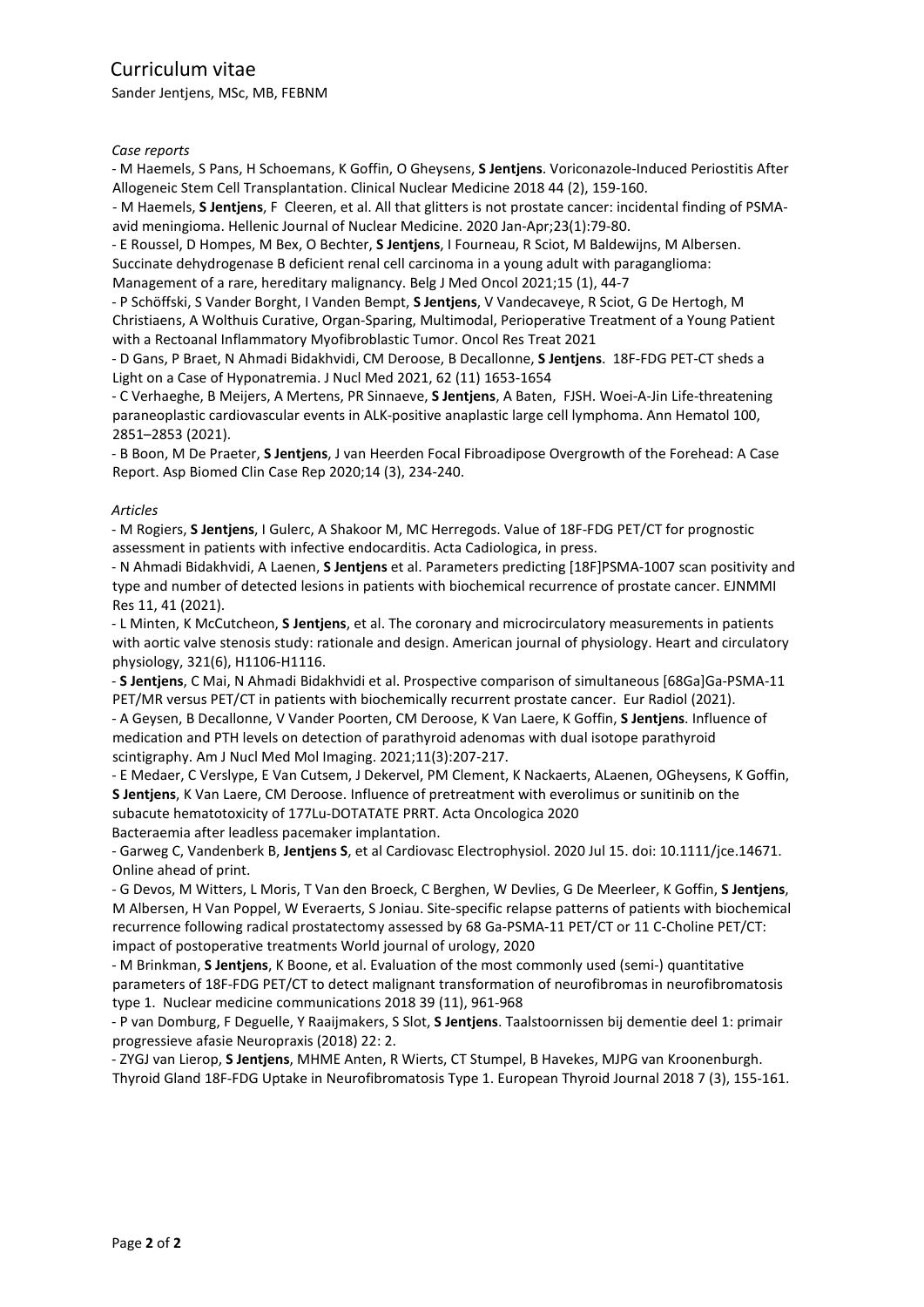# Curriculum vitae

Sander Jentjens, MSc, MB, FEBNM

*Case reports*

- M Haemels, S Pans, H Schoemans, K Goffin, O Gheysens, **S Jentjens**. Voriconazole-Induced Periostitis After Allogeneic Stem Cell Transplantation. Clinical Nuclear Medicine 2018 44 (2), 159-160.
- M Haemels, **S Jentjens**, F Cleeren, et al. All that glitters is not prostate cancer: incidental finding of PSMA-avid meningioma. Hellenic Journal of Nuclear Medicine. 2020 Jan-Apr;23(1):79-80.
- E Roussel, D Hompes, M Bex, O Bechter, **S Jentjens**, I Fourneau, R Sciot, M Baldewijns, M Albersen. Succinate dehydrogenase B deficient renal cell carcinoma in a young adult with paraganglioma: Management of a rare, hereditary malignancy. Belg J Med Oncol 2021;15 (1), 44-7
- P Schöffski, S Vander Borght, I Vanden Bempt, **S Jentjens**, V Vandecaveye, R Sciot, G De Hertogh, M Christiaens, A Wolthuis Curative, Organ-Sparing, Multimodal, Perioperative Treatment of a Young Patient with a Rectoanal Inflammatory Myofibroblastic Tumor. Oncol Res Treat 2021
- D Gans, P Braet, N Ahmadi Bidakhvidi, CM Deroose, B Decallonne, **S Jentjens**. 18F-FDG PET-CT sheds a Light on a Case of Hyponatremia. J Nucl Med 2021, 62 (11) 1653-1654
- C Verhaeghe, B Meijers, A Mertens, PR Sinnaeve, **S Jentjens**, A Baten, FJSH. Woei-A-Jin Life-threatening paraneoplastic cardiovascular events in ALK-positive anaplastic large cell lymphoma. Ann Hematol 100, 2851–2853 (2021).
- B Boon, M De Praeter, **S Jentjens**, J van Heerden Focal Fibroadipose Overgrowth of the Forehead: A Case Report. Asp Biomed Clin Case Rep 2020;14 (3), 234-240.

*Articles*

- M Rogiers, **S Jentjens**, I Gulerc, A Shakoor M, MC Herregods. Value of 18F-FDG PET/CT for prognostic assessment in patients with infective endocarditis. Acta Cadiologica, in press.
- N Ahmadi Bidakhvidi, A Laenen, **S Jentjens** et al. Parameters predicting [18F]PSMA-1007 scan positivity and type and number of detected lesions in patients with biochemical recurrence of prostate cancer. EJNMMI Res 11, 41 (2021).
- L Minten, K McCutcheon, **S Jentjens**, et al. The coronary and microcirculatory measurements in patients with aortic valve stenosis study: rationale and design. American journal of physiology. Heart and circulatory physiology, 321(6), H1106-H1116.
- **S Jentjens**, C Mai, N Ahmadi Bidakhvidi et al. Prospective comparison of simultaneous [68Ga]Ga-PSMA-11 PET/MR versus PET/CT in patients with biochemically recurrent prostate cancer. Eur Radiol (2021).
- A Geysen, B Decallonne, V Vander Poorten, CM Deroose, K Van Laere, K Goffin, **S Jentjens**. Influence of medication and PTH levels on detection of parathyroid adenomas with dual isotope parathyroid scintigraphy. Am J Nucl Med Mol Imaging. 2021;11(3):207-217.
- E Medaer, C Verslype, E Van Cutsem, J Dekervel, PM Clement, K Nackaerts, ALaenen, OGheysens, K Goffin, **S Jentjens**, K Van Laere, CM Deroose. Influence of pretreatment with everolimus or sunitinib on the subacute hematotoxicity of 177Lu-DOTATATE PRRT. Acta Oncologica 2020

Bacteraemia after leadless pacemaker implantation.

- Garweg C, Vandenberk B, **Jentjens S**, et al Cardiovasc Electrophysiol. 2020 Jul 15. doi: 10.1111/jce.14671. Online ahead of print.
- G Devos, M Witters, L Moris, T Van den Broeck, C Berghen, W Devlies, G De Meerleer, K Goffin, **S Jentjens**, M Albersen, H Van Poppel, W Everaerts, S Joniau. Site-specific relapse patterns of patients with biochemical recurrence following radical prostatectomy assessed by 68 Ga-PSMA-11 PET/CT or 11 C-Choline PET/CT: impact of postoperative treatments World journal of urology, 2020
- M Brinkman, **S Jentjens**, K Boone, et al. Evaluation of the most commonly used (semi-) quantitative parameters of 18F-FDG PET/CT to detect malignant transformation of neurofibromas in neurofibromatosis type 1. Nuclear medicine communications 2018 39 (11), 961-968
- P van Domburg, F Deguelle, Y Raaijmakers, S Slot, **S Jentjens**. Taalstoornissen bij dementie deel 1: primair progressieve afasie Neuropraxis (2018) 22: 2.
- ZYGJ van Lierop, **S Jentjens**, MHME Anten, R Wierts, CT Stumpel, B Havekes, MJPG van Kroonenburgh. Thyroid Gland 18F-FDG Uptake in Neurofibromatosis Type 1. European Thyroid Journal 2018 7 (3), 155-161.